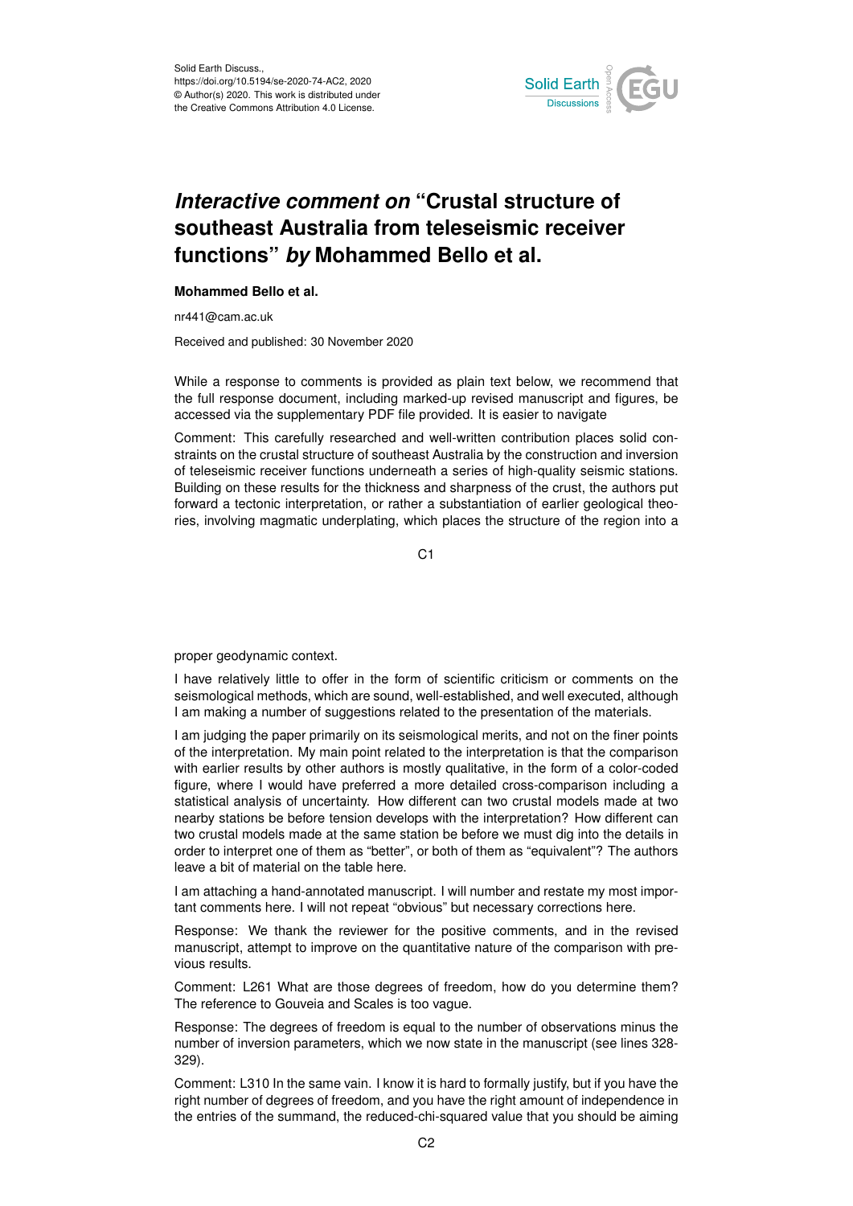Solid Earth Discuss.,
https://doi.org/10.5194/se-2020-74-AC2, 2020
© Author(s) 2020. This work is distributed under the Creative Commons Attribution 4.0 License.

# *Interactive comment on* "Crustal structure of southeast Australia from teleseismic receiver functions" *by* Mohammed Bello et al.

**Mohammed Bello et al.**

nr441@cam.ac.uk

Received and published: 30 November 2020

While a response to comments is provided as plain text below, we recommend that the full response document, including marked-up revised manuscript and figures, be accessed via the supplementary PDF file provided. It is easier to navigate

Comment: This carefully researched and well-written contribution places solid constraints on the crustal structure of southeast Australia by the construction and inversion of teleseismic receiver functions underneath a series of high-quality seismic stations. Building on these results for the thickness and sharpness of the crust, the authors put forward a tectonic interpretation, or rather a substantiation of earlier geological theories, involving magmatic underplating, which places the structure of the region into a proper geodynamic context.

I have relatively little to offer in the form of scientific criticism or comments on the seismological methods, which are sound, well-established, and well executed, although I am making a number of suggestions related to the presentation of the materials.

I am judging the paper primarily on its seismological merits, and not on the finer points of the interpretation. My main point related to the interpretation is that the comparison with earlier results by other authors is mostly qualitative, in the form of a color-coded figure, where I would have preferred a more detailed cross-comparison including a statistical analysis of uncertainty. How different can two crustal models made at two nearby stations be before tension develops with the interpretation? How different can two crustal models made at the same station be before we must dig into the details in order to interpret one of them as "better", or both of them as "equivalent"? The authors leave a bit of material on the table here.

I am attaching a hand-annotated manuscript. I will number and restate my most important comments here. I will not repeat "obvious" but necessary corrections here.

Response: We thank the reviewer for the positive comments, and in the revised manuscript, attempt to improve on the quantitative nature of the comparison with previous results.

Comment: L261 What are those degrees of freedom, how do you determine them? The reference to Gouveia and Scales is too vague.

Response: The degrees of freedom is equal to the number of observations minus the number of inversion parameters, which we now state in the manuscript (see lines 328-329).

Comment: L310 In the same vain. I know it is hard to formally justify, but if you have the right number of degrees of freedom, and you have the right amount of independence in the entries of the summand, the reduced-chi-squared value that you should be aiming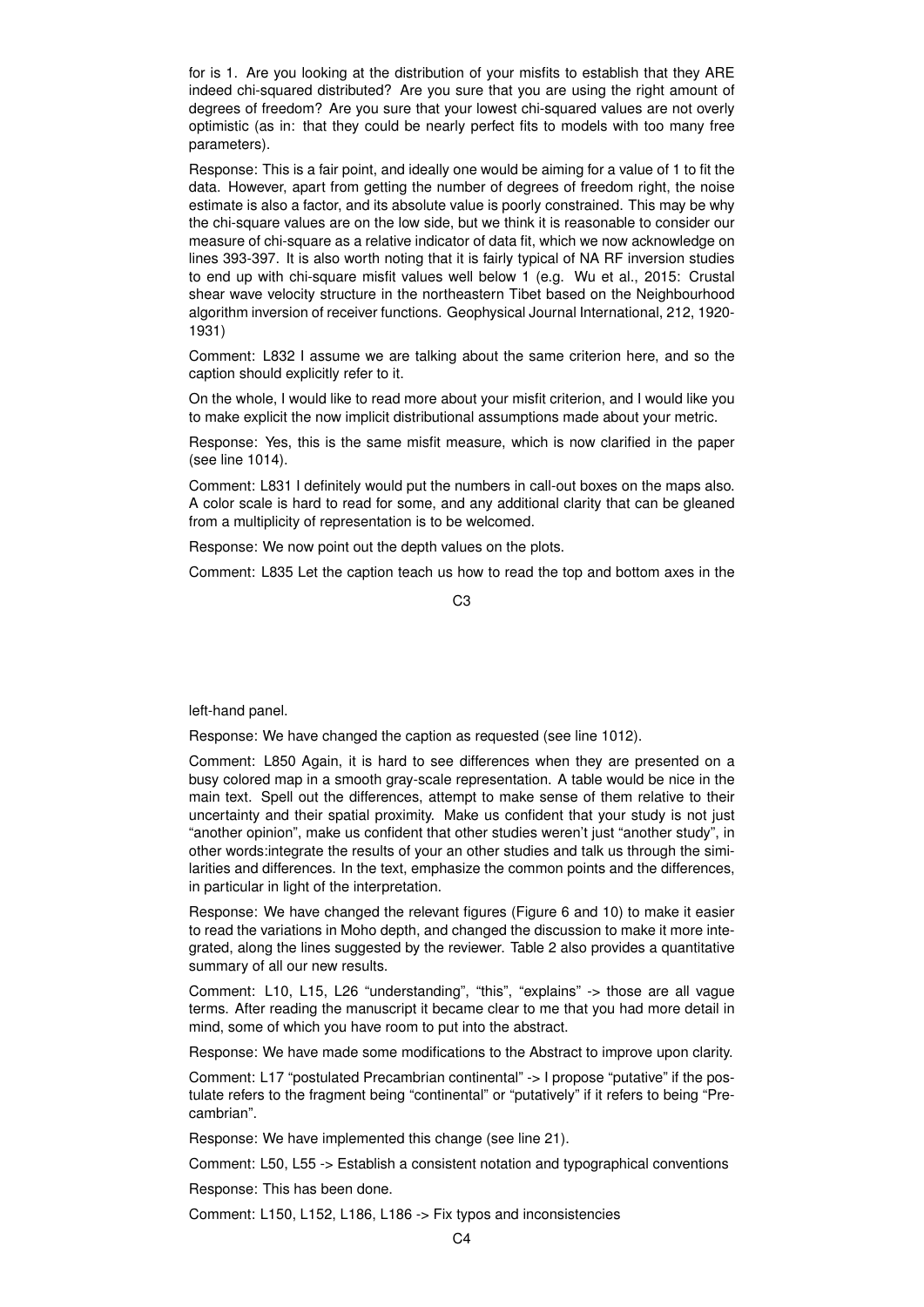for is 1. Are you looking at the distribution of your misfits to establish that they ARE indeed chi-squared distributed? Are you sure that you are using the right amount of degrees of freedom? Are you sure that your lowest chi-squared values are not overly optimistic (as in: that they could be nearly perfect fits to models with too many free parameters).

Response: This is a fair point, and ideally one would be aiming for a value of 1 to fit the data. However, apart from getting the number of degrees of freedom right, the noise estimate is also a factor, and its absolute value is poorly constrained. This may be why the chi-square values are on the low side, but we think it is reasonable to consider our measure of chi-square as a relative indicator of data fit, which we now acknowledge on lines 393-397. It is also worth noting that it is fairly typical of NA RF inversion studies to end up with chi-square misfit values well below 1 (e.g. Wu et al., 2015: Crustal shear wave velocity structure in the northeastern Tibet based on the Neighbourhood algorithm inversion of receiver functions. Geophysical Journal International, 212, 1920-1931)

Comment: L832 I assume we are talking about the same criterion here, and so the caption should explicitly refer to it.

On the whole, I would like to read more about your misfit criterion, and I would like you to make explicit the now implicit distributional assumptions made about your metric.

Response: Yes, this is the same misfit measure, which is now clarified in the paper (see line 1014).

Comment: L831 I definitely would put the numbers in call-out boxes on the maps also. A color scale is hard to read for some, and any additional clarity that can be gleaned from a multiplicity of representation is to be welcomed.

Response: We now point out the depth values on the plots.

Comment: L835 Let the caption teach us how to read the top and bottom axes in the left-hand panel.

Response: We have changed the caption as requested (see line 1012).

Comment: L850 Again, it is hard to see differences when they are presented on a busy colored map in a smooth gray-scale representation. A table would be nice in the main text. Spell out the differences, attempt to make sense of them relative to their uncertainty and their spatial proximity. Make us confident that your study is not just "another opinion", make us confident that other studies weren't just "another study", in other words:integrate the results of your an other studies and talk us through the similarities and differences. In the text, emphasize the common points and the differences, in particular in light of the interpretation.

Response: We have changed the relevant figures (Figure 6 and 10) to make it easier to read the variations in Moho depth, and changed the discussion to make it more integrated, along the lines suggested by the reviewer. Table 2 also provides a quantitative summary of all our new results.

Comment: L10, L15, L26 "understanding", "this", "explains" -> those are all vague terms. After reading the manuscript it became clear to me that you had more detail in mind, some of which you have room to put into the abstract.

Response: We have made some modifications to the Abstract to improve upon clarity.

Comment: L17 "postulated Precambrian continental" -> I propose "putative" if the postulate refers to the fragment being "continental" or "putatively" if it refers to being "Precambrian".

Response: We have implemented this change (see line 21).

Comment: L50, L55 -> Establish a consistent notation and typographical conventions

Response: This has been done.

Comment: L150, L152, L186, L186 -> Fix typos and inconsistencies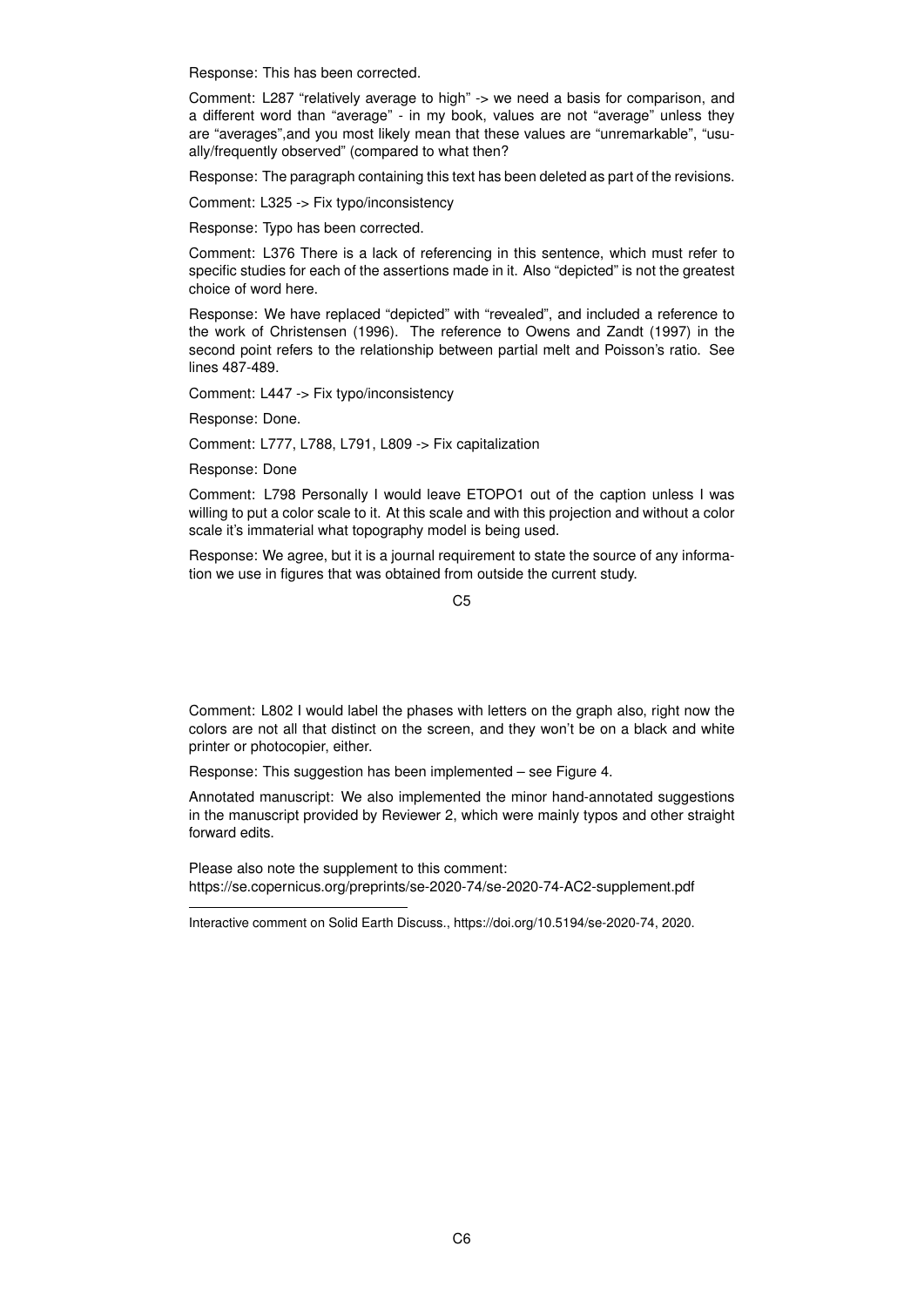Response: This has been corrected.

Comment: L287 "relatively average to high" -> we need a basis for comparison, and a different word than "average" - in my book, values are not "average" unless they are "averages",and you most likely mean that these values are "unremarkable", "usually/frequently observed" (compared to what then?

Response: The paragraph containing this text has been deleted as part of the revisions.

Comment: L325 -> Fix typo/inconsistency

Response: Typo has been corrected.

Comment: L376 There is a lack of referencing in this sentence, which must refer to specific studies for each of the assertions made in it. Also "depicted" is not the greatest choice of word here.

Response: We have replaced "depicted" with "revealed", and included a reference to the work of Christensen (1996). The reference to Owens and Zandt (1997) in the second point refers to the relationship between partial melt and Poisson's ratio. See lines 487-489.

Comment: L447 -> Fix typo/inconsistency

Response: Done.

Comment: L777, L788, L791, L809 -> Fix capitalization

Response: Done

Comment: L798 Personally I would leave ETOPO1 out of the caption unless I was willing to put a color scale to it. At this scale and with this projection and without a color scale it's immaterial what topography model is being used.

Response: We agree, but it is a journal requirement to state the source of any information we use in figures that was obtained from outside the current study.

Comment: L802 I would label the phases with letters on the graph also, right now the colors are not all that distinct on the screen, and they won't be on a black and white printer or photocopier, either.

Response: This suggestion has been implemented – see Figure 4.

Annotated manuscript: We also implemented the minor hand-annotated suggestions in the manuscript provided by Reviewer 2, which were mainly typos and other straight forward edits.

Please also note the supplement to this comment:
https://se.copernicus.org/preprints/se-2020-74/se-2020-74-AC2-supplement.pdf

---

Interactive comment on Solid Earth Discuss., https://doi.org/10.5194/se-2020-74, 2020.